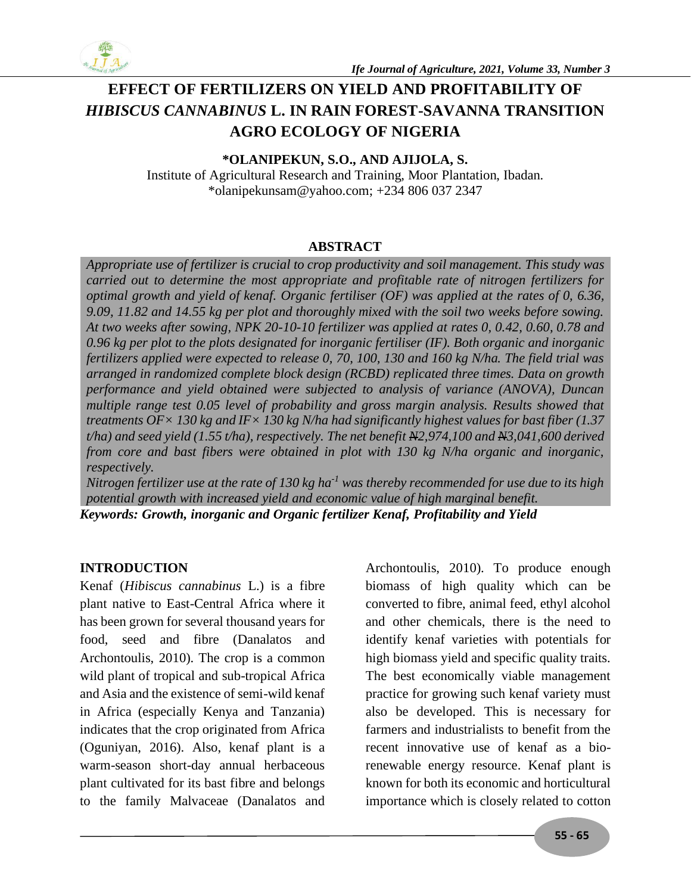# EFFECT OF FERTILIZERS ON YIELD AND PROFITABILITY OF *HIBISCUS CANNABINUS* L. IN RAIN FOREST-SAVANNA TRANSITION AGRO ECOLOGY OF NIGERIA

**\*OLANIPEKUN, S.O., AND AJIJOLA, S.**

Institute of Agricultural Research and Training, Moor Plantation, Ibadan.
\*olanipekunsam@yahoo.com; +234 806 037 2347

## ABSTRACT

*Appropriate use of fertilizer is crucial to crop productivity and soil management. This study was carried out to determine the most appropriate and profitable rate of nitrogen fertilizers for optimal growth and yield of kenaf. Organic fertiliser (OF) was applied at the rates of 0, 6.36, 9.09, 11.82 and 14.55 kg per plot and thoroughly mixed with the soil two weeks before sowing. At two weeks after sowing, NPK 20-10-10 fertilizer was applied at rates 0, 0.42, 0.60, 0.78 and 0.96 kg per plot to the plots designated for inorganic fertiliser (IF). Both organic and inorganic fertilizers applied were expected to release 0, 70, 100, 130 and 160 kg N/ha. The field trial was arranged in randomized complete block design (RCBD) replicated three times. Data on growth performance and yield obtained were subjected to analysis of variance (ANOVA), Duncan multiple range test 0.05 level of probability and gross margin analysis. Results showed that treatments OF× 130 kg and IF× 130 kg N/ha had significantly highest values for bast fiber (1.37 t/ha) and seed yield (1.55 t/ha), respectively. The net benefit ₦2,974,100 and ₦3,041,600 derived from core and bast fibers were obtained in plot with 130 kg N/ha organic and inorganic, respectively.*

*Nitrogen fertilizer use at the rate of 130 kg ha$^{-1}$ was thereby recommended for use due to its high potential growth with increased yield and economic value of high marginal benefit.*

***Keywords: Growth, inorganic and Organic fertilizer Kenaf, Profitability and Yield***

## INTRODUCTION

Kenaf (*Hibiscus cannabinus* L.) is a fibre plant native to East-Central Africa where it has been grown for several thousand years for food, seed and fibre (Danalatos and Archontoulis, 2010). The crop is a common wild plant of tropical and sub-tropical Africa and Asia and the existence of semi-wild kenaf in Africa (especially Kenya and Tanzania) indicates that the crop originated from Africa (Oguniyan, 2016). Also, kenaf plant is a warm-season short-day annual herbaceous plant cultivated for its bast fibre and belongs to the family Malvaceae (Danalatos and Archontoulis, 2010). To produce enough biomass of high quality which can be converted to fibre, animal feed, ethyl alcohol and other chemicals, there is the need to identify kenaf varieties with potentials for high biomass yield and specific quality traits. The best economically viable management practice for growing such kenaf variety must also be developed. This is necessary for farmers and industrialists to benefit from the recent innovative use of kenaf as a bio-renewable energy resource. Kenaf plant is known for both its economic and horticultural importance which is closely related to cotton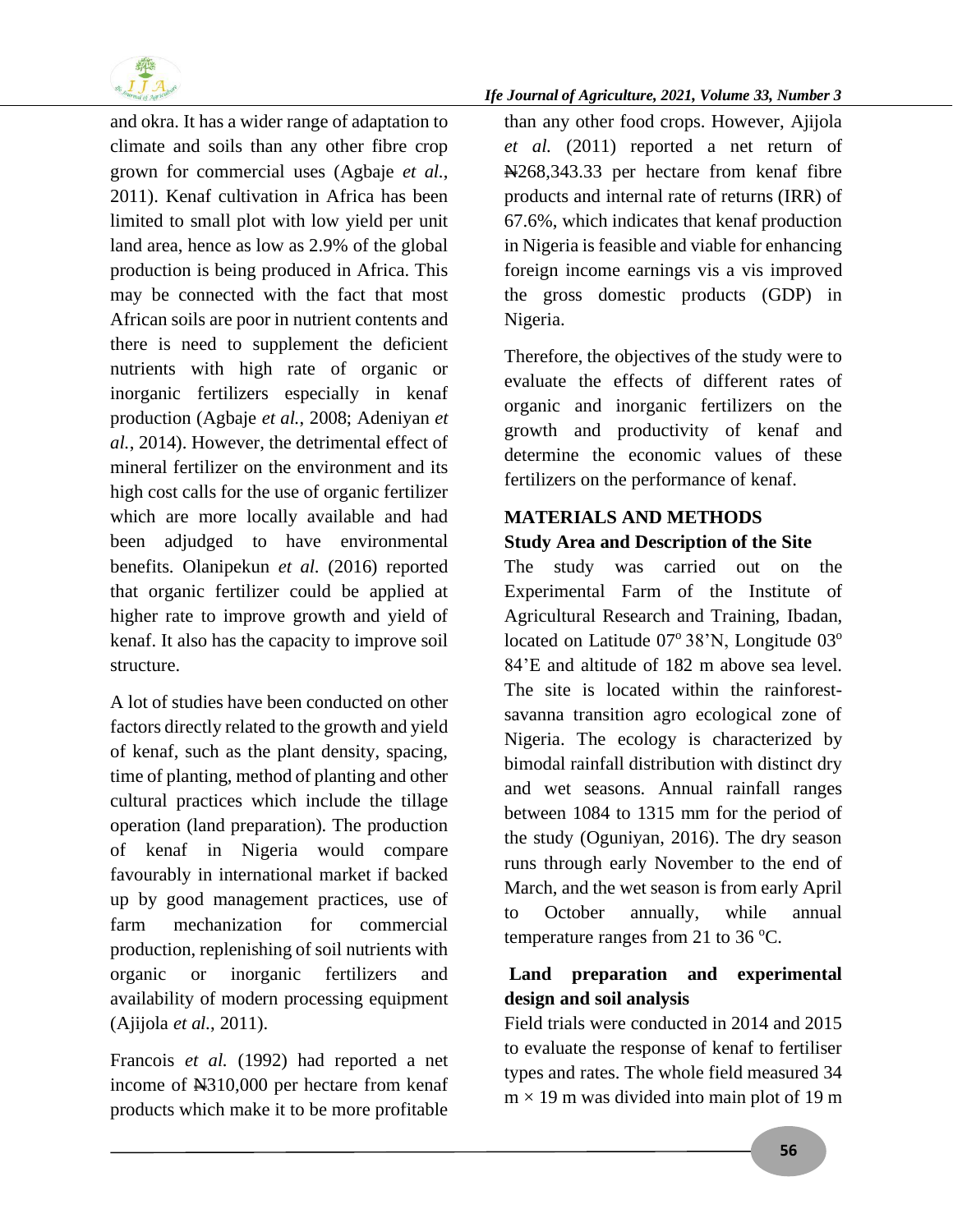and okra. It has a wider range of adaptation to climate and soils than any other fibre crop grown for commercial uses (Agbaje *et al.*, 2011). Kenaf cultivation in Africa has been limited to small plot with low yield per unit land area, hence as low as 2.9% of the global production is being produced in Africa. This may be connected with the fact that most African soils are poor in nutrient contents and there is need to supplement the deficient nutrients with high rate of organic or inorganic fertilizers especially in kenaf production (Agbaje *et al.*, 2008; Adeniyan *et al.*, 2014). However, the detrimental effect of mineral fertilizer on the environment and its high cost calls for the use of organic fertilizer which are more locally available and had been adjudged to have environmental benefits. Olanipekun *et al.* (2016) reported that organic fertilizer could be applied at higher rate to improve growth and yield of kenaf. It also has the capacity to improve soil structure.

A lot of studies have been conducted on other factors directly related to the growth and yield of kenaf, such as the plant density, spacing, time of planting, method of planting and other cultural practices which include the tillage operation (land preparation). The production of kenaf in Nigeria would compare favourably in international market if backed up by good management practices, use of farm mechanization for commercial production, replenishing of soil nutrients with organic or inorganic fertilizers and availability of modern processing equipment (Ajijola *et al.*, 2011).

Francois *et al.* (1992) had reported a net income of ₦310,000 per hectare from kenaf products which make it to be more profitable than any other food crops. However, Ajijola *et al.* (2011) reported a net return of ₦268,343.33 per hectare from kenaf fibre products and internal rate of returns (IRR) of 67.6%, which indicates that kenaf production in Nigeria is feasible and viable for enhancing foreign income earnings vis a vis improved the gross domestic products (GDP) in Nigeria.

Therefore, the objectives of the study were to evaluate the effects of different rates of organic and inorganic fertilizers on the growth and productivity of kenaf and determine the economic values of these fertilizers on the performance of kenaf.

## MATERIALS AND METHODS

### Study Area and Description of the Site

The study was carried out on the Experimental Farm of the Institute of Agricultural Research and Training, Ibadan, located on Latitude 07° 38'N, Longitude 03° 84'E and altitude of 182 m above sea level. The site is located within the rainforest-savanna transition agro ecological zone of Nigeria. The ecology is characterized by bimodal rainfall distribution with distinct dry and wet seasons. Annual rainfall ranges between 1084 to 1315 mm for the period of the study (Oguniyan, 2016). The dry season runs through early November to the end of March, and the wet season is from early April to October annually, while annual temperature ranges from 21 to 36 °C.

### Land preparation and experimental design and soil analysis

Field trials were conducted in 2014 and 2015 to evaluate the response of kenaf to fertiliser types and rates. The whole field measured 34 m × 19 m was divided into main plot of 19 m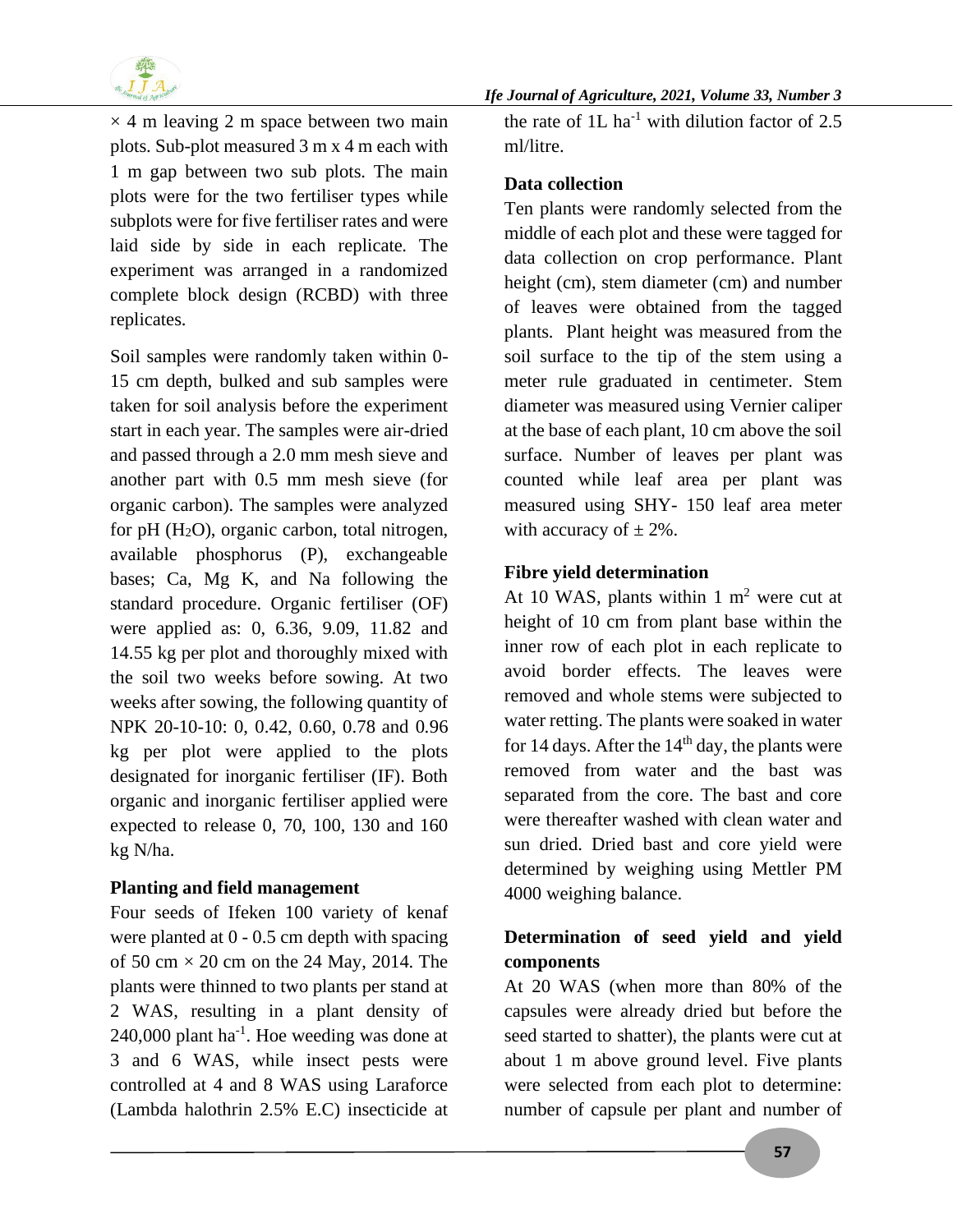× 4 m leaving 2 m space between two main plots. Sub-plot measured 3 m x 4 m each with 1 m gap between two sub plots. The main plots were for the two fertiliser types while subplots were for five fertiliser rates and were laid side by side in each replicate. The experiment was arranged in a randomized complete block design (RCBD) with three replicates.

Soil samples were randomly taken within 0-15 cm depth, bulked and sub samples were taken for soil analysis before the experiment start in each year. The samples were air-dried and passed through a 2.0 mm mesh sieve and another part with 0.5 mm mesh sieve (for organic carbon). The samples were analyzed for pH ($H_2O$), organic carbon, total nitrogen, available phosphorus (P), exchangeable bases; Ca, Mg K, and Na following the standard procedure. Organic fertiliser (OF) were applied as: 0, 6.36, 9.09, 11.82 and 14.55 kg per plot and thoroughly mixed with the soil two weeks before sowing. At two weeks after sowing, the following quantity of NPK 20-10-10: 0, 0.42, 0.60, 0.78 and 0.96 kg per plot were applied to the plots designated for inorganic fertiliser (IF). Both organic and inorganic fertiliser applied were expected to release 0, 70, 100, 130 and 160 kg N/ha.

### Planting and field management

Four seeds of Ifeken 100 variety of kenaf were planted at 0 - 0.5 cm depth with spacing of 50 cm × 20 cm on the 24 May, 2014. The plants were thinned to two plants per stand at 2 WAS, resulting in a plant density of 240,000 plant $ha^{-1}$. Hoe weeding was done at 3 and 6 WAS, while insect pests were controlled at 4 and 8 WAS using Laraforce (Lambda halothrin 2.5% E.C) insecticide at the rate of 1L $ha^{-1}$ with dilution factor of 2.5 ml/litre.

### Data collection

Ten plants were randomly selected from the middle of each plot and these were tagged for data collection on crop performance. Plant height (cm), stem diameter (cm) and number of leaves were obtained from the tagged plants. Plant height was measured from the soil surface to the tip of the stem using a meter rule graduated in centimeter. Stem diameter was measured using Vernier caliper at the base of each plant, 10 cm above the soil surface. Number of leaves per plant was counted while leaf area per plant was measured using SHY- 150 leaf area meter with accuracy of ± 2%.

### Fibre yield determination

At 10 WAS, plants within 1 $m^2$ were cut at height of 10 cm from plant base within the inner row of each plot in each replicate to avoid border effects. The leaves were removed and whole stems were subjected to water retting. The plants were soaked in water for 14 days. After the 14th day, the plants were removed from water and the bast was separated from the core. The bast and core were thereafter washed with clean water and sun dried. Dried bast and core yield were determined by weighing using Mettler PM 4000 weighing balance.

### Determination of seed yield and yield components

At 20 WAS (when more than 80% of the capsules were already dried but before the seed started to shatter), the plants were cut at about 1 m above ground level. Five plants were selected from each plot to determine: number of capsule per plant and number of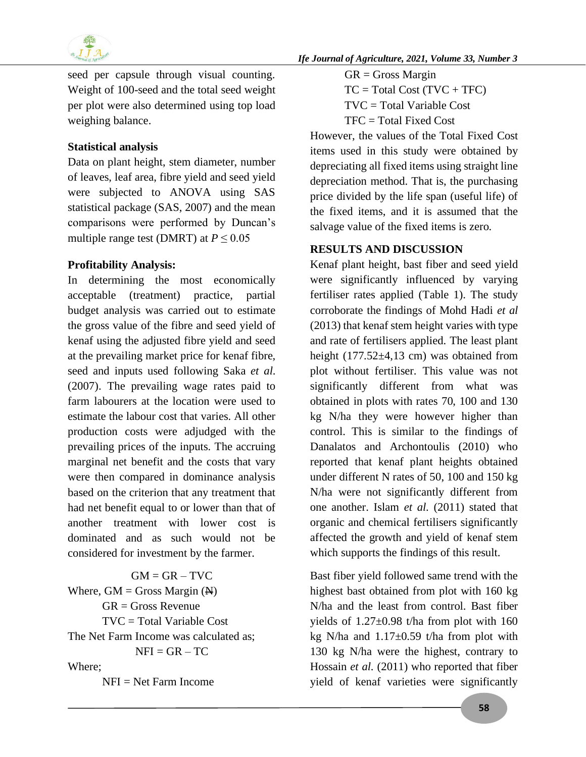seed per capsule through visual counting. Weight of 100-seed and the total seed weight per plot were also determined using top load weighing balance.

### Statistical analysis

Data on plant height, stem diameter, number of leaves, leaf area, fibre yield and seed yield were subjected to ANOVA using SAS statistical package (SAS, 2007) and the mean comparisons were performed by Duncan's multiple range test (DMRT) at $P \leq 0.05$

### Profitability Analysis:

In determining the most economically acceptable (treatment) practice, partial budget analysis was carried out to estimate the gross value of the fibre and seed yield of kenaf using the adjusted fibre yield and seed at the prevailing market price for kenaf fibre, seed and inputs used following Saka *et al*. (2007). The prevailing wage rates paid to farm labourers at the location were used to estimate the labour cost that varies. All other production costs were adjudged with the prevailing prices of the inputs. The accruing marginal net benefit and the costs that vary were then compared in dominance analysis based on the criterion that any treatment that had net benefit equal to or lower than that of another treatment with lower cost is dominated and as such would not be considered for investment by the farmer.

$$GM = GR - TVC$$

Where, GM = Gross Margin (₦)

GR = Gross Revenue

TVC = Total Variable Cost

The Net Farm Income was calculated as;

$$NFI = GR - TC$$

Where;

NFI = Net Farm Income

GR = Gross Margin

TC = Total Cost (TVC + TFC)

TVC = Total Variable Cost

TFC = Total Fixed Cost

However, the values of the Total Fixed Cost items used in this study were obtained by depreciating all fixed items using straight line depreciation method. That is, the purchasing price divided by the life span (useful life) of the fixed items, and it is assumed that the salvage value of the fixed items is zero.

## RESULTS AND DISCUSSION

Kenaf plant height, bast fiber and seed yield were significantly influenced by varying fertiliser rates applied (Table 1). The study corroborate the findings of Mohd Hadi *et al* (2013) that kenaf stem height varies with type and rate of fertilisers applied. The least plant height (177.52±4,13 cm) was obtained from plot without fertiliser. This value was not significantly different from what was obtained in plots with rates 70, 100 and 130 kg N/ha they were however higher than control. This is similar to the findings of Danalatos and Archontoulis (2010) who reported that kenaf plant heights obtained under different N rates of 50, 100 and 150 kg N/ha were not significantly different from one another. Islam *et al.* (2011) stated that organic and chemical fertilisers significantly affected the growth and yield of kenaf stem which supports the findings of this result.

Bast fiber yield followed same trend with the highest bast obtained from plot with 160 kg N/ha and the least from control. Bast fiber yields of 1.27±0.98 t/ha from plot with 160 kg N/ha and 1.17±0.59 t/ha from plot with 130 kg N/ha were the highest, contrary to Hossain *et al.* (2011) who reported that fiber yield of kenaf varieties were significantly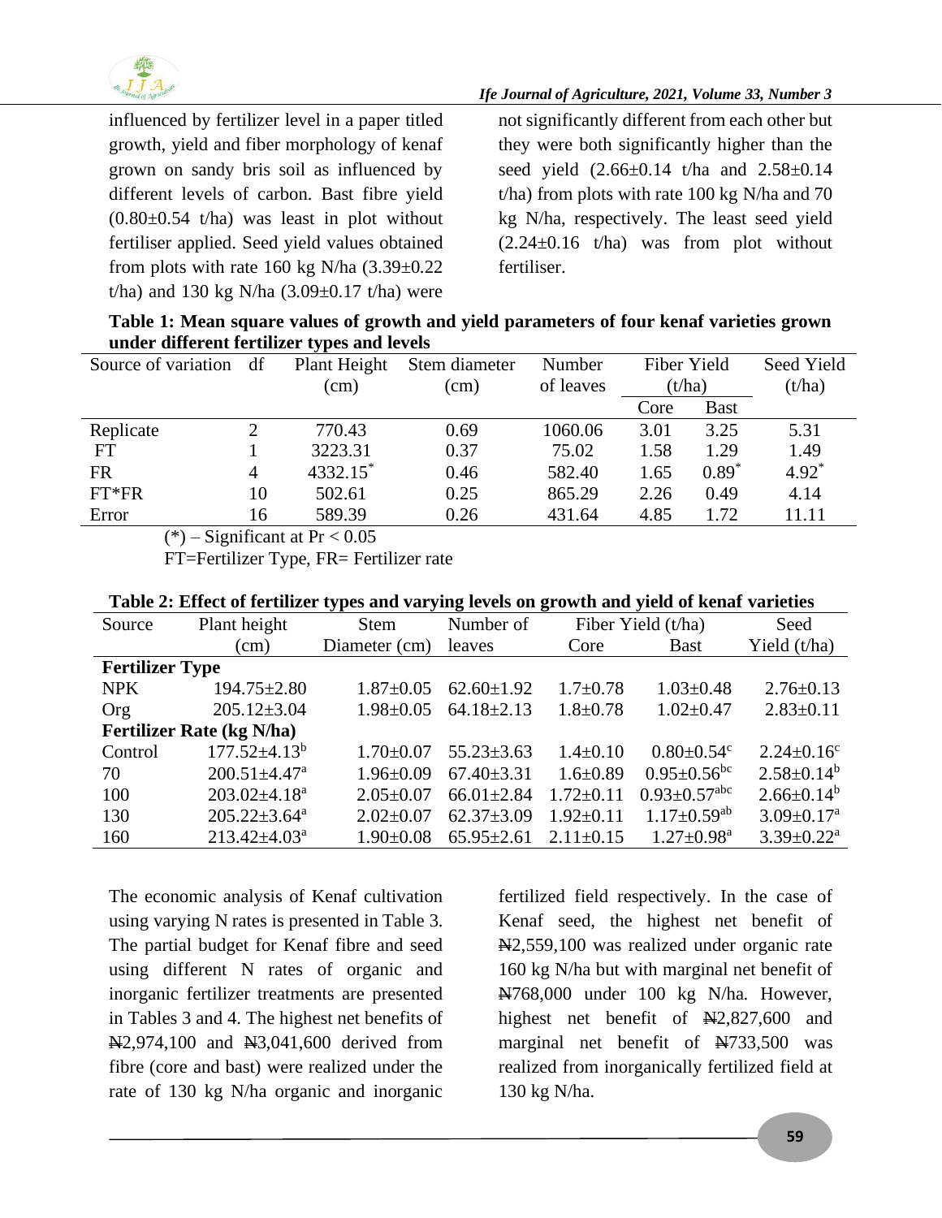influenced by fertilizer level in a paper titled growth, yield and fiber morphology of kenaf grown on sandy bris soil as influenced by different levels of carbon. Bast fibre yield (0.80±0.54 t/ha) was least in plot without fertiliser applied. Seed yield values obtained from plots with rate 160 kg N/ha (3.39±0.22 t/ha) and 130 kg N/ha (3.09±0.17 t/ha) were not significantly different from each other but they were both significantly higher than the seed yield (2.66±0.14 t/ha and 2.58±0.14 t/ha) from plots with rate 100 kg N/ha and 70 kg N/ha, respectively. The least seed yield (2.24±0.16 t/ha) was from plot without fertiliser.

**Table 1: Mean square values of growth and yield parameters of four kenaf varieties grown under different fertilizer types and levels**

| Source of variation | df | Plant Height (cm) | Stem diameter (cm) | Number of leaves | Fiber Yield (t/ha) | | Seed Yield (t/ha) |
|---|---|---|---|---|---|---|---|
| | | | | | Core | Bast | |
| Replicate | 2 | 770.43 | 0.69 | 1060.06 | 3.01 | 3.25 | 5.31 |
| FT | 1 | 3223.31 | 0.37 | 75.02 | 1.58 | 1.29 | 1.49 |
| FR | 4 | 4332.15* | 0.46 | 582.40 | 1.65 | 0.89* | 4.92* |
| FT*FR | 10 | 502.61 | 0.25 | 865.29 | 2.26 | 0.49 | 4.14 |
| Error | 16 | 589.39 | 0.26 | 431.64 | 4.85 | 1.72 | 11.11 |

(*) – Significant at Pr < 0.05

FT=Fertilizer Type, FR= Fertilizer rate

**Table 2: Effect of fertilizer types and varying levels on growth and yield of kenaf varieties**

| Source | Plant height (cm) | Stem Diameter (cm) | Number of leaves | Fiber Yield (t/ha) | | Seed Yield (t/ha) |
|---|---|---|---|---|---|---|
| | | | | Core | Bast | |
| **Fertilizer Type** | | | | | | |
| NPK | 194.75±2.80 | 1.87±0.05 | 62.60±1.92 | 1.7±0.78 | 1.03±0.48 | 2.76±0.13 |
| Org | 205.12±3.04 | 1.98±0.05 | 64.18±2.13 | 1.8±0.78 | 1.02±0.47 | 2.83±0.11 |
| **Fertilizer Rate (kg N/ha)** | | | | | | |
| Control | 177.52±4.13[b] | 1.70±0.07 | 55.23±3.63 | 1.4±0.10 | 0.80±0.54[c] | 2.24±0.16[c] |
| 70 | 200.51±4.47[a] | 1.96±0.09 | 67.40±3.31 | 1.6±0.89 | 0.95±0.56[bc] | 2.58±0.14[b] |
| 100 | 203.02±4.18[a] | 2.05±0.07 | 66.01±2.84 | 1.72±0.11 | 0.93±0.57[abc] | 2.66±0.14[b] |
| 130 | 205.22±3.64[a] | 2.02±0.07 | 62.37±3.09 | 1.92±0.11 | 1.17±0.59[ab] | 3.09±0.17[a] |
| 160 | 213.42±4.03[a] | 1.90±0.08 | 65.95±2.61 | 2.11±0.15 | 1.27±0.98[a] | 3.39±0.22[a] |

The economic analysis of Kenaf cultivation using varying N rates is presented in Table 3. The partial budget for Kenaf fibre and seed using different N rates of organic and inorganic fertilizer treatments are presented in Tables 3 and 4. The highest net benefits of ₦2,974,100 and ₦3,041,600 derived from fibre (core and bast) were realized under the rate of 130 kg N/ha organic and inorganic fertilized field respectively. In the case of Kenaf seed, the highest net benefit of ₦2,559,100 was realized under organic rate 160 kg N/ha but with marginal net benefit of ₦768,000 under 100 kg N/ha. However, highest net benefit of ₦2,827,600 and marginal net benefit of ₦733,500 was realized from inorganically fertilized field at 130 kg N/ha.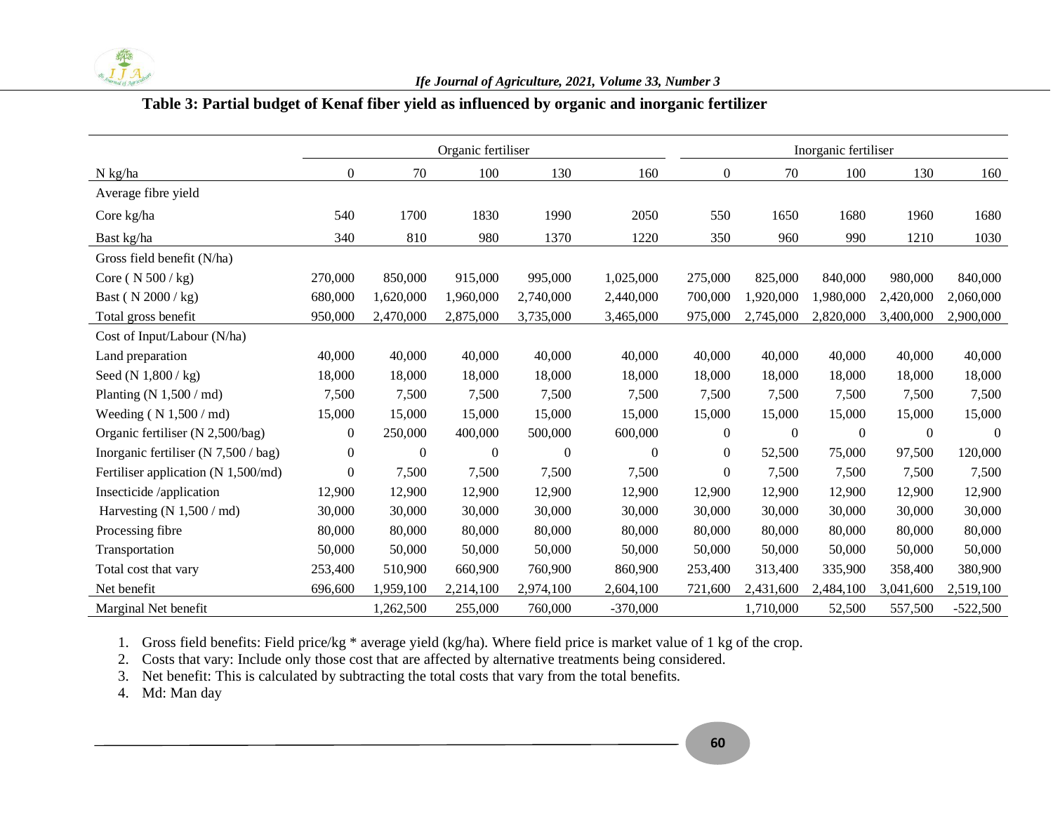**Table 3: Partial budget of Kenaf fiber yield as influenced by organic and inorganic fertilizer**

| | Organic fertiliser | | | | | Inorganic fertiliser | | | | |
|---|---|---|---|---|---|---|---|---|---|---|
| N kg/ha | 0 | 70 | 100 | 130 | 160 | 0 | 70 | 100 | 130 | 160 |
| Average fibre yield | | | | | | | | | | |
| Core kg/ha | 540 | 1700 | 1830 | 1990 | 2050 | 550 | 1650 | 1680 | 1960 | 1680 |
| Bast kg/ha | 340 | 810 | 980 | 1370 | 1220 | 350 | 960 | 990 | 1210 | 1030 |
| Gross field benefit (N/ha) | | | | | | | | | | |
| Core ( N 500 / kg) | 270,000 | 850,000 | 915,000 | 995,000 | 1,025,000 | 275,000 | 825,000 | 840,000 | 980,000 | 840,000 |
| Bast ( N 2000 / kg) | 680,000 | 1,620,000 | 1,960,000 | 2,740,000 | 2,440,000 | 700,000 | 1,920,000 | 1,980,000 | 2,420,000 | 2,060,000 |
| Total gross benefit | 950,000 | 2,470,000 | 2,875,000 | 3,735,000 | 3,465,000 | 975,000 | 2,745,000 | 2,820,000 | 3,400,000 | 2,900,000 |
| Cost of Input/Labour (N/ha) | | | | | | | | | | |
| Land preparation | 40,000 | 40,000 | 40,000 | 40,000 | 40,000 | 40,000 | 40,000 | 40,000 | 40,000 | 40,000 |
| Seed (N 1,800 / kg) | 18,000 | 18,000 | 18,000 | 18,000 | 18,000 | 18,000 | 18,000 | 18,000 | 18,000 | 18,000 |
| Planting (N 1,500 / md) | 7,500 | 7,500 | 7,500 | 7,500 | 7,500 | 7,500 | 7,500 | 7,500 | 7,500 | 7,500 |
| Weeding ( N 1,500 / md) | 15,000 | 15,000 | 15,000 | 15,000 | 15,000 | 15,000 | 15,000 | 15,000 | 15,000 | 15,000 |
| Organic fertiliser (N 2,500/bag) | 0 | 250,000 | 400,000 | 500,000 | 600,000 | 0 | 0 | 0 | 0 | 0 |
| Inorganic fertiliser (N 7,500 / bag) | 0 | 0 | 0 | 0 | 0 | 0 | 52,500 | 75,000 | 97,500 | 120,000 |
| Fertiliser application (N 1,500/md) | 0 | 7,500 | 7,500 | 7,500 | 7,500 | 0 | 7,500 | 7,500 | 7,500 | 7,500 |
| Insecticide /application | 12,900 | 12,900 | 12,900 | 12,900 | 12,900 | 12,900 | 12,900 | 12,900 | 12,900 | 12,900 |
| Harvesting (N 1,500 / md) | 30,000 | 30,000 | 30,000 | 30,000 | 30,000 | 30,000 | 30,000 | 30,000 | 30,000 | 30,000 |
| Processing fibre | 80,000 | 80,000 | 80,000 | 80,000 | 80,000 | 80,000 | 80,000 | 80,000 | 80,000 | 80,000 |
| Transportation | 50,000 | 50,000 | 50,000 | 50,000 | 50,000 | 50,000 | 50,000 | 50,000 | 50,000 | 50,000 |
| Total cost that vary | 253,400 | 510,900 | 660,900 | 760,900 | 860,900 | 253,400 | 313,400 | 335,900 | 358,400 | 380,900 |
| Net benefit | 696,600 | 1,959,100 | 2,214,100 | 2,974,100 | 2,604,100 | 721,600 | 2,431,600 | 2,484,100 | 3,041,600 | 2,519,100 |
| Marginal Net benefit | | 1,262,500 | 255,000 | 760,000 | -370,000 | | 1,710,000 | 52,500 | 557,500 | -522,500 |

1. Gross field benefits: Field price/kg * average yield (kg/ha). Where field price is market value of 1 kg of the crop.
2. Costs that vary: Include only those cost that are affected by alternative treatments being considered.
3. Net benefit: This is calculated by subtracting the total costs that vary from the total benefits.
4. Md: Man day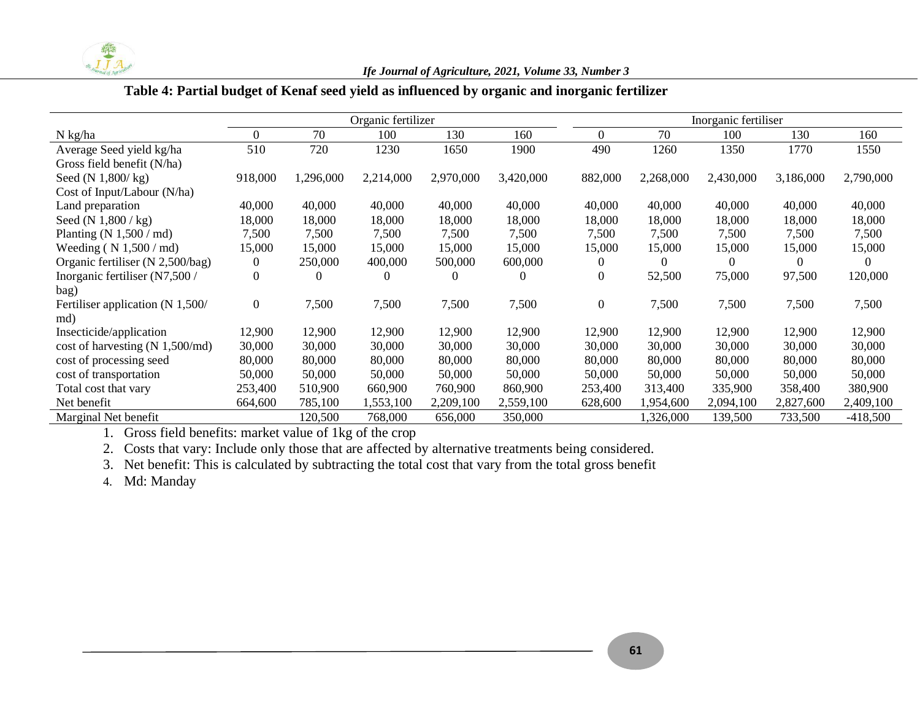**Table 4: Partial budget of Kenaf seed yield as influenced by organic and inorganic fertilizer**

| | Organic fertilizer | | | | | Inorganic fertiliser | | | | |
|---|---|---|---|---|---|---|---|---|---|---|
| N kg/ha | 0 | 70 | 100 | 130 | 160 | 0 | 70 | 100 | 130 | 160 |
| Average Seed yield kg/ha | 510 | 720 | 1230 | 1650 | 1900 | 490 | 1260 | 1350 | 1770 | 1550 |
| Gross field benefit (N/ha) | | | | | | | | | | |
| Seed (N 1,800/ kg) | 918,000 | 1,296,000 | 2,214,000 | 2,970,000 | 3,420,000 | 882,000 | 2,268,000 | 2,430,000 | 3,186,000 | 2,790,000 |
| Cost of Input/Labour (N/ha) | | | | | | | | | | |
| Land preparation | 40,000 | 40,000 | 40,000 | 40,000 | 40,000 | 40,000 | 40,000 | 40,000 | 40,000 | 40,000 |
| Seed (N 1,800 / kg) | 18,000 | 18,000 | 18,000 | 18,000 | 18,000 | 18,000 | 18,000 | 18,000 | 18,000 | 18,000 |
| Planting (N 1,500 / md) | 7,500 | 7,500 | 7,500 | 7,500 | 7,500 | 7,500 | 7,500 | 7,500 | 7,500 | 7,500 |
| Weeding ( N 1,500 / md) | 15,000 | 15,000 | 15,000 | 15,000 | 15,000 | 15,000 | 15,000 | 15,000 | 15,000 | 15,000 |
| Organic fertiliser (N 2,500/bag) | 0 | 250,000 | 400,000 | 500,000 | 600,000 | 0 | 0 | 0 | 0 | 0 |
| Inorganic fertiliser (N7,500 / bag) | 0 | 0 | 0 | 0 | 0 | 0 | 52,500 | 75,000 | 97,500 | 120,000 |
| Fertiliser application (N 1,500/ md) | 0 | 7,500 | 7,500 | 7,500 | 7,500 | 0 | 7,500 | 7,500 | 7,500 | 7,500 |
| Insecticide/application | 12,900 | 12,900 | 12,900 | 12,900 | 12,900 | 12,900 | 12,900 | 12,900 | 12,900 | 12,900 |
| cost of harvesting (N 1,500/md) | 30,000 | 30,000 | 30,000 | 30,000 | 30,000 | 30,000 | 30,000 | 30,000 | 30,000 | 30,000 |
| cost of processing seed | 80,000 | 80,000 | 80,000 | 80,000 | 80,000 | 80,000 | 80,000 | 80,000 | 80,000 | 80,000 |
| cost of transportation | 50,000 | 50,000 | 50,000 | 50,000 | 50,000 | 50,000 | 50,000 | 50,000 | 50,000 | 50,000 |
| Total cost that vary | 253,400 | 510,900 | 660,900 | 760,900 | 860,900 | 253,400 | 313,400 | 335,900 | 358,400 | 380,900 |
| Net benefit | 664,600 | 785,100 | 1,553,100 | 2,209,100 | 2,559,100 | 628,600 | 1,954,600 | 2,094,100 | 2,827,600 | 2,409,100 |
| Marginal Net benefit | | 120,500 | 768,000 | 656,000 | 350,000 | | 1,326,000 | 139,500 | 733,500 | -418,500 |

1. Gross field benefits: market value of 1kg of the crop
2. Costs that vary: Include only those that are affected by alternative treatments being considered.
3. Net benefit: This is calculated by subtracting the total cost that vary from the total gross benefit
4. Md: Manday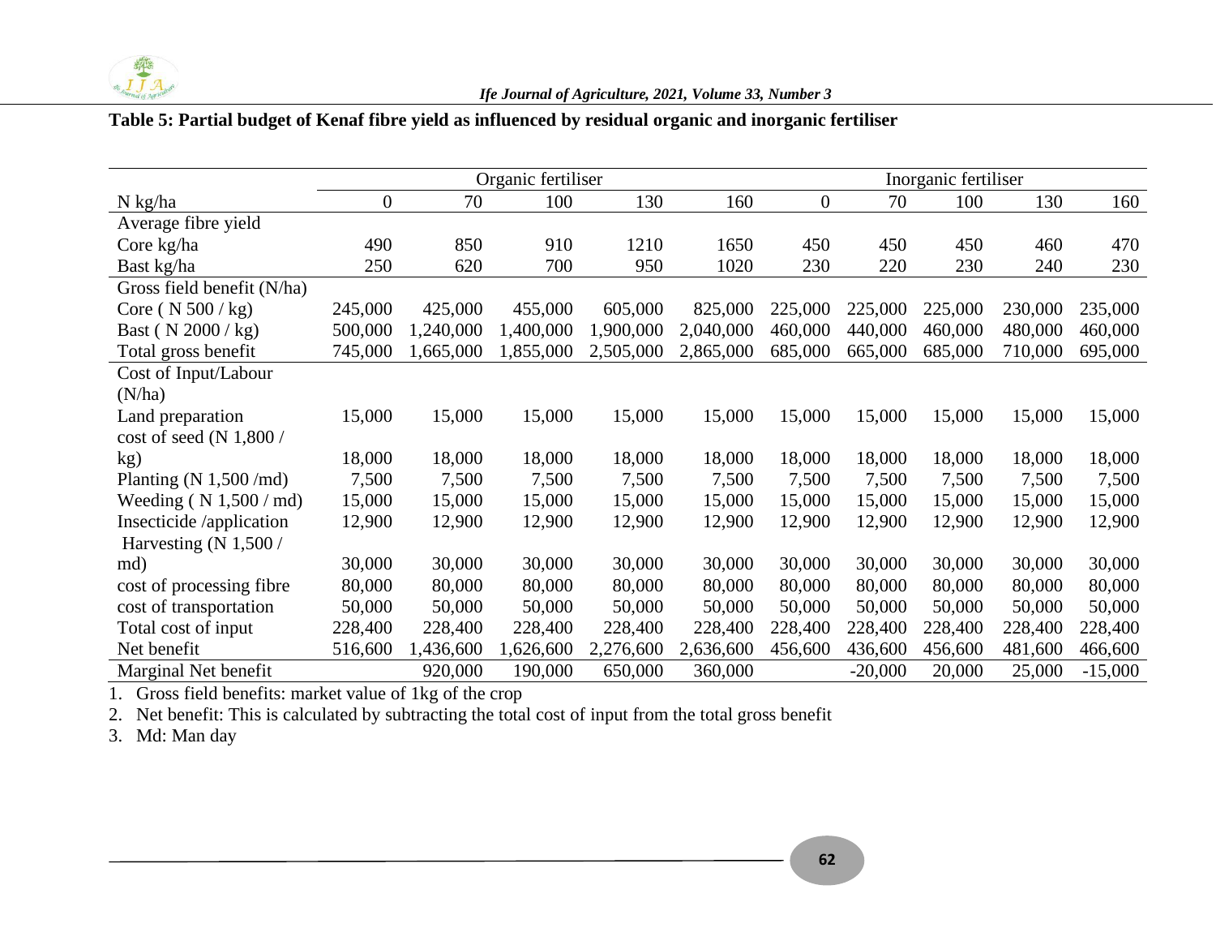**Table 5: Partial budget of Kenaf fibre yield as influenced by residual organic and inorganic fertiliser**

| | Organic fertiliser | | | | | Inorganic fertiliser | | | | |
|---|---|---|---|---|---|---|---|---|---|---|
| N kg/ha | 0 | 70 | 100 | 130 | 160 | 0 | 70 | 100 | 130 | 160 |
| Average fibre yield | | | | | | | | | | |
| Core kg/ha | 490 | 850 | 910 | 1210 | 1650 | 450 | 450 | 450 | 460 | 470 |
| Bast kg/ha | 250 | 620 | 700 | 950 | 1020 | 230 | 220 | 230 | 240 | 230 |
| Gross field benefit (N/ha) | | | | | | | | | | |
| Core ( N 500 / kg) | 245,000 | 425,000 | 455,000 | 605,000 | 825,000 | 225,000 | 225,000 | 225,000 | 230,000 | 235,000 |
| Bast ( N 2000 / kg) | 500,000 | 1,240,000 | 1,400,000 | 1,900,000 | 2,040,000 | 460,000 | 440,000 | 460,000 | 480,000 | 460,000 |
| Total gross benefit | 745,000 | 1,665,000 | 1,855,000 | 2,505,000 | 2,865,000 | 685,000 | 665,000 | 685,000 | 710,000 | 695,000 |
| Cost of Input/Labour (N/ha) | | | | | | | | | | |
| Land preparation | 15,000 | 15,000 | 15,000 | 15,000 | 15,000 | 15,000 | 15,000 | 15,000 | 15,000 | 15,000 |
| cost of seed (N 1,800 / kg) | 18,000 | 18,000 | 18,000 | 18,000 | 18,000 | 18,000 | 18,000 | 18,000 | 18,000 | 18,000 |
| Planting (N 1,500 /md) | 7,500 | 7,500 | 7,500 | 7,500 | 7,500 | 7,500 | 7,500 | 7,500 | 7,500 | 7,500 |
| Weeding ( N 1,500 / md) | 15,000 | 15,000 | 15,000 | 15,000 | 15,000 | 15,000 | 15,000 | 15,000 | 15,000 | 15,000 |
| Insecticide /application | 12,900 | 12,900 | 12,900 | 12,900 | 12,900 | 12,900 | 12,900 | 12,900 | 12,900 | 12,900 |
| Harvesting (N 1,500 / md) | 30,000 | 30,000 | 30,000 | 30,000 | 30,000 | 30,000 | 30,000 | 30,000 | 30,000 | 30,000 |
| cost of processing fibre | 80,000 | 80,000 | 80,000 | 80,000 | 80,000 | 80,000 | 80,000 | 80,000 | 80,000 | 80,000 |
| cost of transportation | 50,000 | 50,000 | 50,000 | 50,000 | 50,000 | 50,000 | 50,000 | 50,000 | 50,000 | 50,000 |
| Total cost of input | 228,400 | 228,400 | 228,400 | 228,400 | 228,400 | 228,400 | 228,400 | 228,400 | 228,400 | 228,400 |
| Net benefit | 516,600 | 1,436,600 | 1,626,600 | 2,276,600 | 2,636,600 | 456,600 | 436,600 | 456,600 | 481,600 | 466,600 |
| Marginal Net benefit | | 920,000 | 190,000 | 650,000 | 360,000 | | -20,000 | 20,000 | 25,000 | -15,000 |

1. Gross field benefits: market value of 1kg of the crop
2. Net benefit: This is calculated by subtracting the total cost of input from the total gross benefit
3. Md: Man day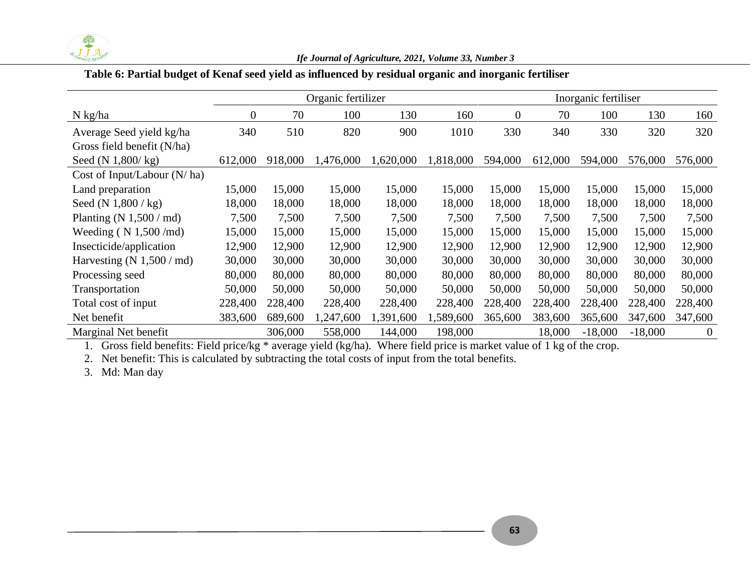**Table 6: Partial budget of Kenaf seed yield as influenced by residual organic and inorganic fertiliser**

| | Organic fertilizer | | | | | Inorganic fertiliser | | | | |
|---|---|---|---|---|---|---|---|---|---|---|
| N kg/ha | 0 | 70 | 100 | 130 | 160 | 0 | 70 | 100 | 130 | 160 |
| Average Seed yield kg/ha | 340 | 510 | 820 | 900 | 1010 | 330 | 340 | 330 | 320 | 320 |
| Gross field benefit (N/ha) | | | | | | | | | | |
| Seed (N 1,800/ kg) | 612,000 | 918,000 | 1,476,000 | 1,620,000 | 1,818,000 | 594,000 | 612,000 | 594,000 | 576,000 | 576,000 |
| Cost of Input/Labour (N/ ha) | | | | | | | | | | |
| Land preparation | 15,000 | 15,000 | 15,000 | 15,000 | 15,000 | 15,000 | 15,000 | 15,000 | 15,000 | 15,000 |
| Seed (N 1,800 / kg) | 18,000 | 18,000 | 18,000 | 18,000 | 18,000 | 18,000 | 18,000 | 18,000 | 18,000 | 18,000 |
| Planting (N 1,500 / md) | 7,500 | 7,500 | 7,500 | 7,500 | 7,500 | 7,500 | 7,500 | 7,500 | 7,500 | 7,500 |
| Weeding ( N 1,500 /md) | 15,000 | 15,000 | 15,000 | 15,000 | 15,000 | 15,000 | 15,000 | 15,000 | 15,000 | 15,000 |
| Insecticide/application | 12,900 | 12,900 | 12,900 | 12,900 | 12,900 | 12,900 | 12,900 | 12,900 | 12,900 | 12,900 |
| Harvesting (N 1,500 / md) | 30,000 | 30,000 | 30,000 | 30,000 | 30,000 | 30,000 | 30,000 | 30,000 | 30,000 | 30,000 |
| Processing seed | 80,000 | 80,000 | 80,000 | 80,000 | 80,000 | 80,000 | 80,000 | 80,000 | 80,000 | 80,000 |
| Transportation | 50,000 | 50,000 | 50,000 | 50,000 | 50,000 | 50,000 | 50,000 | 50,000 | 50,000 | 50,000 |
| Total cost of input | 228,400 | 228,400 | 228,400 | 228,400 | 228,400 | 228,400 | 228,400 | 228,400 | 228,400 | 228,400 |
| Net benefit | 383,600 | 689,600 | 1,247,600 | 1,391,600 | 1,589,600 | 365,600 | 383,600 | 365,600 | 347,600 | 347,600 |
| Marginal Net benefit | | 306,000 | 558,000 | 144,000 | 198,000 | | 18,000 | -18,000 | -18,000 | 0 |

1. Gross field benefits: Field price/kg * average yield (kg/ha). Where field price is market value of 1 kg of the crop.
2. Net benefit: This is calculated by subtracting the total costs of input from the total benefits.
3. Md: Man day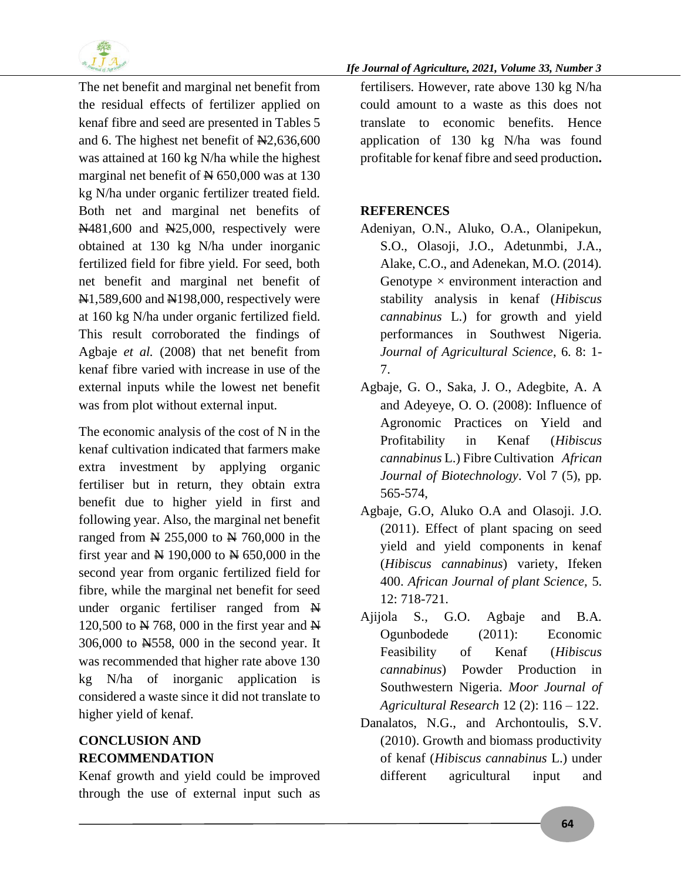The net benefit and marginal net benefit from the residual effects of fertilizer applied on kenaf fibre and seed are presented in Tables 5 and 6. The highest net benefit of ₦2,636,600 was attained at 160 kg N/ha while the highest marginal net benefit of ₦ 650,000 was at 130 kg N/ha under organic fertilizer treated field. Both net and marginal net benefits of ₦481,600 and ₦25,000, respectively were obtained at 130 kg N/ha under inorganic fertilized field for fibre yield. For seed, both net benefit and marginal net benefit of ₦1,589,600 and ₦198,000, respectively were at 160 kg N/ha under organic fertilized field. This result corroborated the findings of Agbaje *et al.* (2008) that net benefit from kenaf fibre varied with increase in use of the external inputs while the lowest net benefit was from plot without external input.

The economic analysis of the cost of N in the kenaf cultivation indicated that farmers make extra investment by applying organic fertiliser but in return, they obtain extra benefit due to higher yield in first and following year. Also, the marginal net benefit ranged from ₦ 255,000 to ₦ 760,000 in the first year and ₦ 190,000 to ₦ 650,000 in the second year from organic fertilized field for fibre, while the marginal net benefit for seed under organic fertiliser ranged from ₦ 120,500 to ₦ 768, 000 in the first year and ₦ 306,000 to ₦558, 000 in the second year. It was recommended that higher rate above 130 kg N/ha of inorganic application is considered a waste since it did not translate to higher yield of kenaf.

## CONCLUSION AND RECOMMENDATION

Kenaf growth and yield could be improved through the use of external input such as fertilisers. However, rate above 130 kg N/ha could amount to a waste as this does not translate to economic benefits. Hence application of 130 kg N/ha was found profitable for kenaf fibre and seed production**.**

## REFERENCES

Adeniyan, O.N., Aluko, O.A., Olanipekun, S.O., Olasoji, J.O., Adetunmbi, J.A., Alake, C.O., and Adenekan, M.O. (2014). Genotype × environment interaction and stability analysis in kenaf (*Hibiscus cannabinus* L.) for growth and yield performances in Southwest Nigeria. *Journal of Agricultural Science*, 6. 8: 1-7.

Agbaje, G. O., Saka, J. O., Adegbite, A. A and Adeyeye, O. O. (2008): Influence of Agronomic Practices on Yield and Profitability in Kenaf (*Hibiscus cannabinus* L.) Fibre Cultivation *African Journal of Biotechnology*. Vol 7 (5), pp. 565-574,

Agbaje, G.O, Aluko O.A and Olasoji. J.O. (2011). Effect of plant spacing on seed yield and yield components in kenaf (*Hibiscus cannabinus*) variety, Ifeken 400. *African Journal of plant Science*, 5. 12: 718-721.

Ajijola S., G.O. Agbaje and B.A. Ogunbodede (2011): Economic Feasibility of Kenaf (*Hibiscus cannabinus*) Powder Production in Southwestern Nigeria. *Moor Journal of Agricultural Research* 12 (2): 116 – 122.

Danalatos, N.G., and Archontoulis, S.V. (2010). Growth and biomass productivity of kenaf (*Hibiscus cannabinus* L.) under different agricultural input and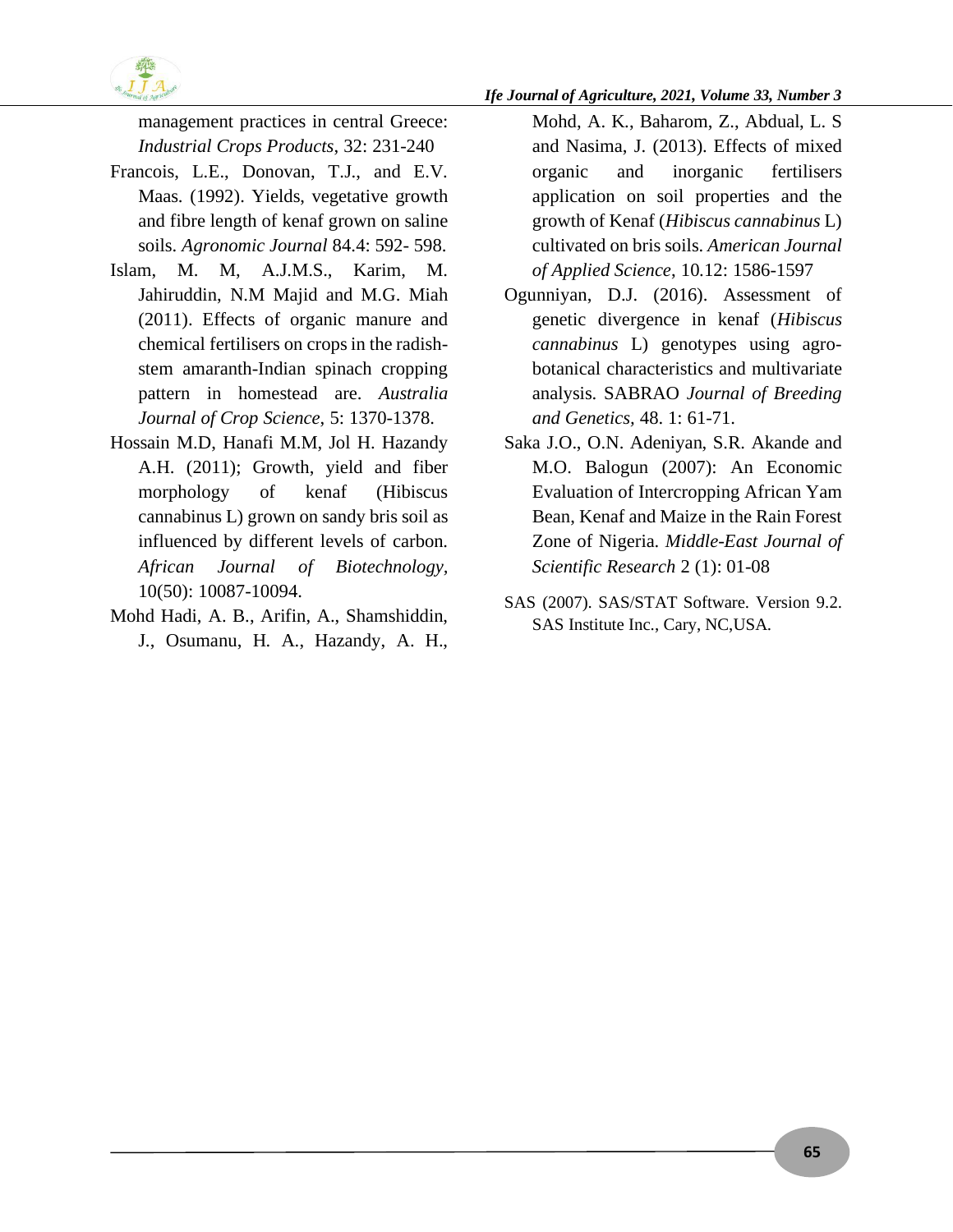management practices in central Greece: *Industrial Crops Products*, 32: 231-240

Francois, L.E., Donovan, T.J., and E.V. Maas. (1992). Yields, vegetative growth and fibre length of kenaf grown on saline soils. *Agronomic Journal* 84.4: 592- 598.

Islam, M. M, A.J.M.S., Karim, M. Jahiruddin, N.M Majid and M.G. Miah (2011). Effects of organic manure and chemical fertilisers on crops in the radish-stem amaranth-Indian spinach cropping pattern in homestead are. *Australia Journal of Crop Science*, 5: 1370-1378.

Hossain M.D, Hanafi M.M, Jol H. Hazandy A.H. (2011); Growth, yield and fiber morphology of kenaf (Hibiscus cannabinus L) grown on sandy bris soil as influenced by different levels of carbon. *African Journal of Biotechnology*, 10(50): 10087-10094.

Mohd Hadi, A. B., Arifin, A., Shamshiddin, J., Osumanu, H. A., Hazandy, A. H., Mohd, A. K., Baharom, Z., Abdual, L. S and Nasima, J. (2013). Effects of mixed organic and inorganic fertilisers application on soil properties and the growth of Kenaf (*Hibiscus cannabinus* L) cultivated on bris soils. *American Journal of Applied Science*, 10.12: 1586-1597

Ogunniyan, D.J. (2016). Assessment of genetic divergence in kenaf (*Hibiscus cannabinus* L) genotypes using agro-botanical characteristics and multivariate analysis. SABRAO *Journal of Breeding and Genetics*, 48. 1: 61-71.

Saka J.O., O.N. Adeniyan, S.R. Akande and M.O. Balogun (2007): An Economic Evaluation of Intercropping African Yam Bean, Kenaf and Maize in the Rain Forest Zone of Nigeria. *Middle-East Journal of Scientific Research* 2 (1): 01-08

SAS (2007). SAS/STAT Software. Version 9.2. SAS Institute Inc., Cary, NC,USA.